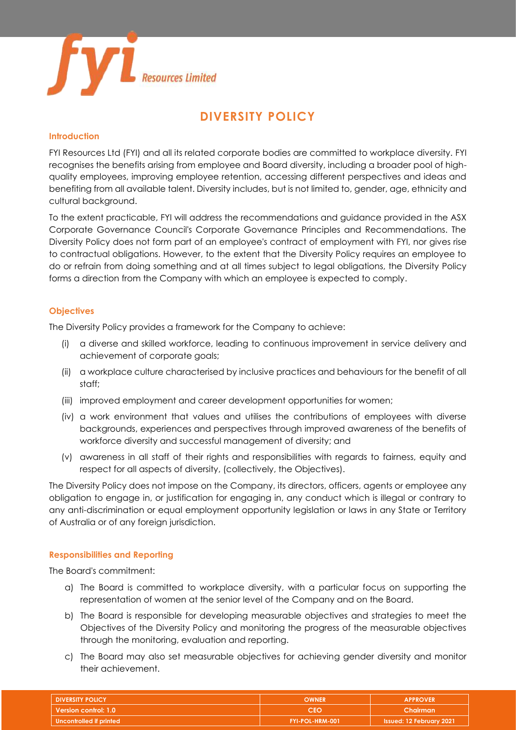# DIVERSITY POLICY

## Introduction

FYI Resources Ltd (FYI) and all its related corporate bodies are committed to workplace diversity. FYI recognises the benefits arising from employee and Board diversity, including a broader pool of high-quality employees, improving employee retention, accessing different perspectives and ideas and benefiting from all available talent. Diversity includes, but is not limited to, gender, age, ethnicity and cultural background.

To the extent practicable, FYI will address the recommendations and guidance provided in the ASX Corporate Governance Council's Corporate Governance Principles and Recommendations. The Diversity Policy does not form part of an employee's contract of employment with FYI, nor gives rise to contractual obligations. However, to the extent that the Diversity Policy requires an employee to do or refrain from doing something and at all times subject to legal obligations, the Diversity Policy forms a direction from the Company with which an employee is expected to comply.

## Objectives

The Diversity Policy provides a framework for the Company to achieve:

(i) a diverse and skilled workforce, leading to continuous improvement in service delivery and achievement of corporate goals;

(ii) a workplace culture characterised by inclusive practices and behaviours for the benefit of all staff;

(iii) improved employment and career development opportunities for women;

(iv) a work environment that values and utilises the contributions of employees with diverse backgrounds, experiences and perspectives through improved awareness of the benefits of workforce diversity and successful management of diversity; and

(v) awareness in all staff of their rights and responsibilities with regards to fairness, equity and respect for all aspects of diversity, (collectively, the Objectives).

The Diversity Policy does not impose on the Company, its directors, officers, agents or employee any obligation to engage in, or justification for engaging in, any conduct which is illegal or contrary to any anti-discrimination or equal employment opportunity legislation or laws in any State or Territory of Australia or of any foreign jurisdiction.

## Responsibilities and Reporting

The Board's commitment:

a) The Board is committed to workplace diversity, with a particular focus on supporting the representation of women at the senior level of the Company and on the Board.

b) The Board is responsible for developing measurable objectives and strategies to meet the Objectives of the Diversity Policy and monitoring the progress of the measurable objectives through the monitoring, evaluation and reporting.

c) The Board may also set measurable objectives for achieving gender diversity and monitor their achievement.

| DIVERSITY POLICY | OWNER | APPROVER |
|---|---|---|
| Version control: 1.0 | CEO | Chairman |
| Uncontrolled if printed | FYI-POL-HRM-001 | Issued: 12 February 2021 |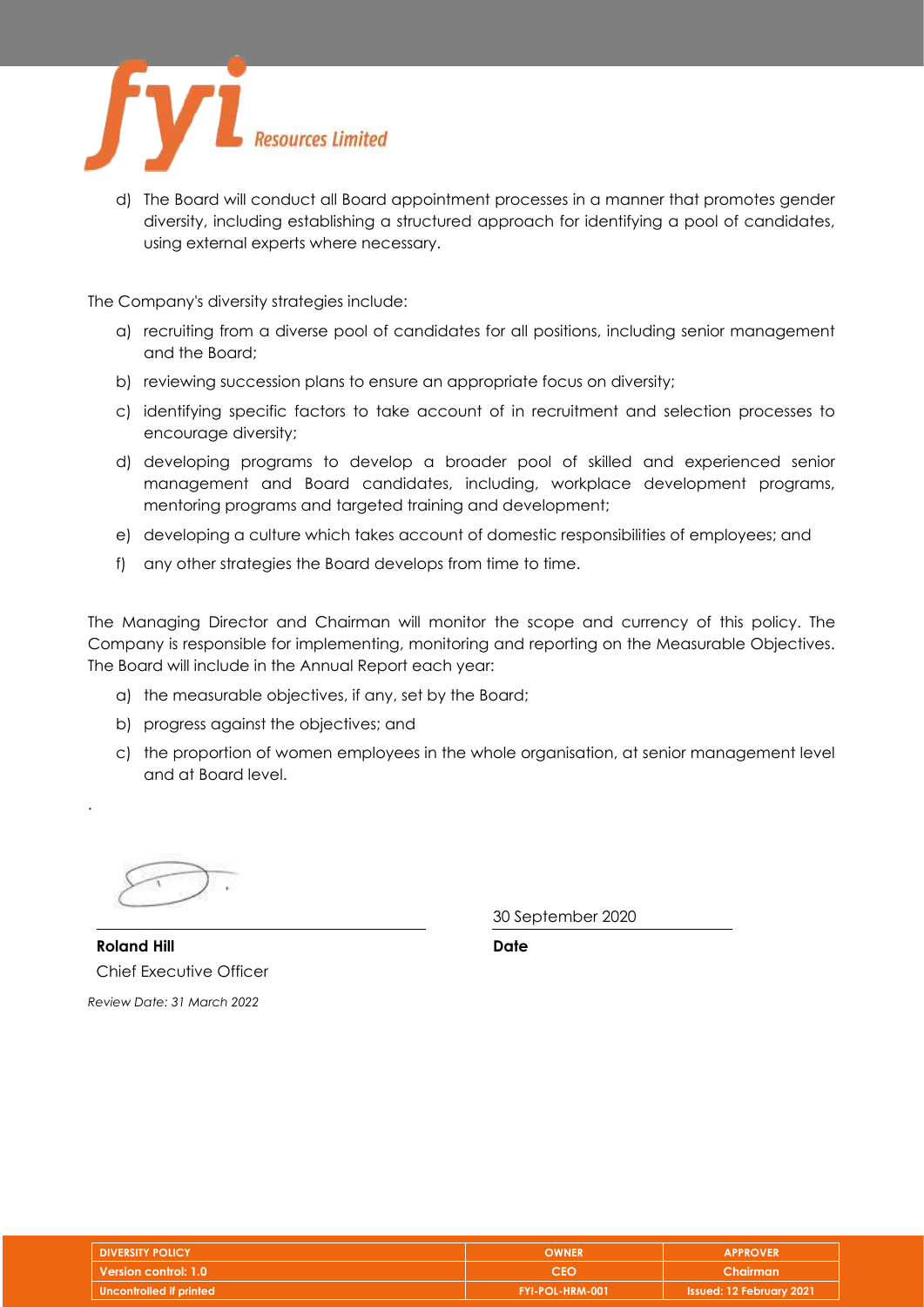d) The Board will conduct all Board appointment processes in a manner that promotes gender diversity, including establishing a structured approach for identifying a pool of candidates, using external experts where necessary.

The Company's diversity strategies include:

a) recruiting from a diverse pool of candidates for all positions, including senior management and the Board;

b) reviewing succession plans to ensure an appropriate focus on diversity;

c) identifying specific factors to take account of in recruitment and selection processes to encourage diversity;

d) developing programs to develop a broader pool of skilled and experienced senior management and Board candidates, including, workplace development programs, mentoring programs and targeted training and development;

e) developing a culture which takes account of domestic responsibilities of employees; and

f) any other strategies the Board develops from time to time.

The Managing Director and Chairman will monitor the scope and currency of this policy. The Company is responsible for implementing, monitoring and reporting on the Measurable Objectives. The Board will include in the Annual Report each year:

a) the measurable objectives, if any, set by the Board;

b) progress against the objectives; and

c) the proportion of women employees in the whole organisation, at senior management level and at Board level.

.

| | |
|---|---|
| **Roland Hill** | 30 September 2020 |
| Chief Executive Officer | **Date** |

*Review Date: 31 March 2022*

| DIVERSITY POLICY | OWNER | APPROVER |
|---|---|---|
| Version control: 1.0 | CEO | Chairman |
| Uncontrolled if printed | FYI-POL-HRM-001 | Issued: 12 February 2021 |